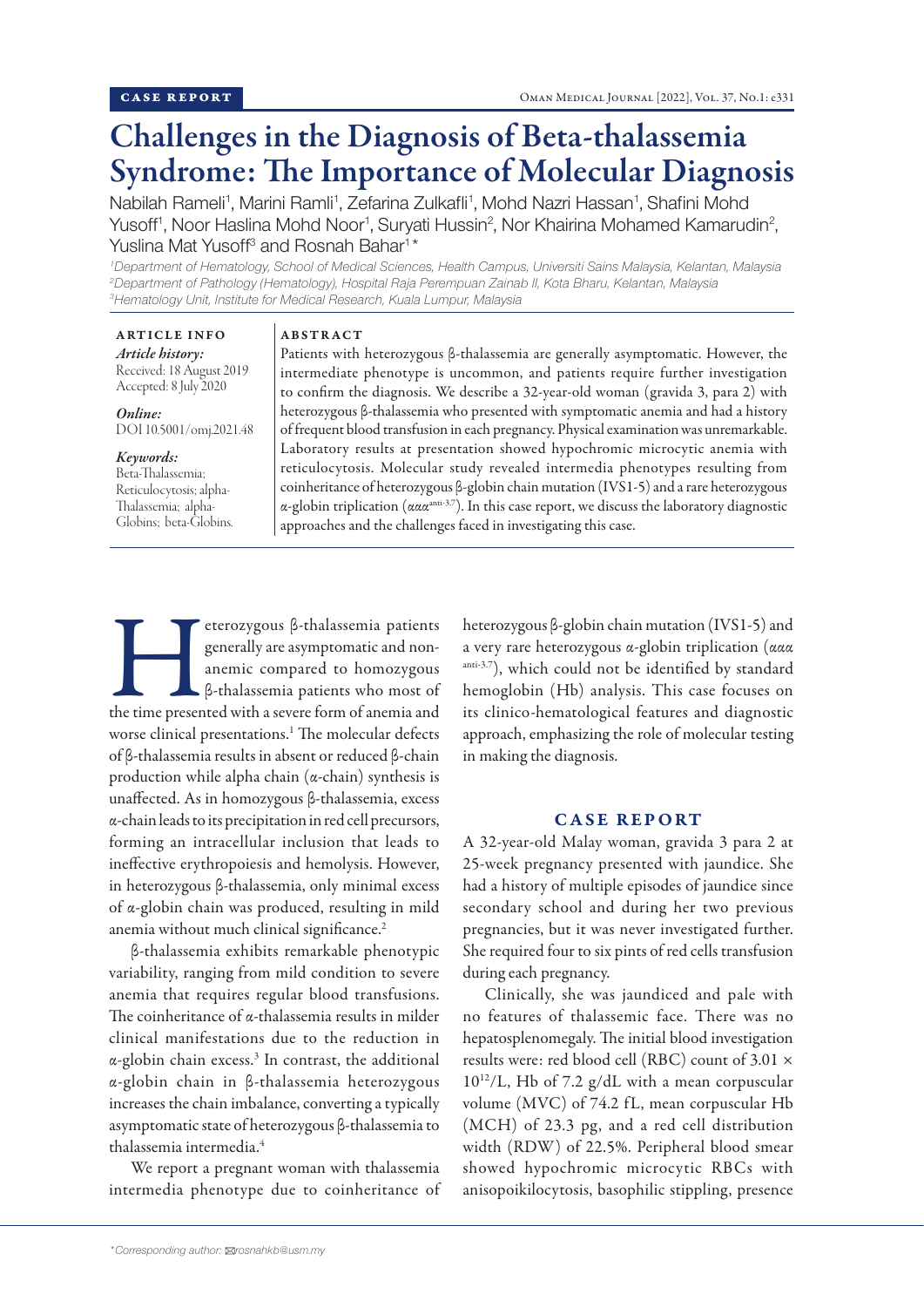CASE REPORT

# Challenges in the Diagnosis of Beta-thalassemia Syndrome: The Importance of Molecular Diagnosis

Nabilah Rameli[1], Marini Ramli[1], Zefarina Zulkafli[1], Mohd Nazri Hassan[1], Shafini Mohd Yusoff[1], Noor Haslina Mohd Noor[1], Suryati Hussin[2], Nor Khairina Mohamed Kamarudin[2], Yuslina Mat Yusoff[3] and Rosnah Bahar[1]*

[1]Department of Hematology, School of Medical Sciences, Health Campus, Universiti Sains Malaysia, Kelantan, Malaysia
[2]Department of Pathology (Hematology), Hospital Raja Perempuan Zainab II, Kota Bharu, Kelantan, Malaysia
[3]Hematology Unit, Institute for Medical Research, Kuala Lumpur, Malaysia

## ARTICLE INFO

*Article history:*
Received: 18 August 2019
Accepted: 8 July 2020

*Online:*
DOI 10.5001/omj.2021.48

*Keywords:*
Beta-Thalassemia; Reticulocytosis; alpha-Thalassemia; alpha-Globins; beta-Globins.

## ABSTRACT

Patients with heterozygous β-thalassemia are generally asymptomatic. However, the intermediate phenotype is uncommon, and patients require further investigation to confirm the diagnosis. We describe a 32-year-old woman (gravida 3, para 2) with heterozygous β-thalassemia who presented with symptomatic anemia and had a history of frequent blood transfusion in each pregnancy. Physical examination was unremarkable. Laboratory results at presentation showed hypochromic microcytic anemia with reticulocytosis. Molecular study revealed intermedia phenotypes resulting from coinheritance of heterozygous β-globin chain mutation (IVS1-5) and a rare heterozygous α-globin triplication ($\alpha\alpha\alpha^{anti\text{-}3.7}$). In this case report, we discuss the laboratory diagnostic approaches and the challenges faced in investigating this case.

Heterozygous β-thalassemia patients generally are asymptomatic and non-anemic compared to homozygous β-thalassemia patients who most of the time presented with a severe form of anemia and worse clinical presentations.[1] The molecular defects of β-thalassemia results in absent or reduced β-chain production while alpha chain (α-chain) synthesis is unaffected. As in homozygous β-thalassemia, excess α-chain leads to its precipitation in red cell precursors, forming an intracellular inclusion that leads to ineffective erythropoiesis and hemolysis. However, in heterozygous β-thalassemia, only minimal excess of α-globin chain was produced, resulting in mild anemia without much clinical significance.[2]

β-thalassemia exhibits remarkable phenotypic variability, ranging from mild condition to severe anemia that requires regular blood transfusions. The coinheritance of α-thalassemia results in milder clinical manifestations due to the reduction in α-globin chain excess.[3] In contrast, the additional α-globin chain in β-thalassemia heterozygous increases the chain imbalance, converting a typically asymptomatic state of heterozygous β-thalassemia to thalassemia intermedia.[4]

We report a pregnant woman with thalassemia intermedia phenotype due to coinheritance of heterozygous β-globin chain mutation (IVS1-5) and a very rare heterozygous α-globin triplication ($\alpha\alpha\alpha^{anti\text{-}3.7}$), which could not be identified by standard hemoglobin (Hb) analysis. This case focuses on its clinico-hematological features and diagnostic approach, emphasizing the role of molecular testing in making the diagnosis.

## CASE REPORT

A 32-year-old Malay woman, gravida 3 para 2 at 25-week pregnancy presented with jaundice. She had a history of multiple episodes of jaundice since secondary school and during her two previous pregnancies, but it was never investigated further. She required four to six pints of red cells transfusion during each pregnancy.

Clinically, she was jaundiced and pale with no features of thalassemic face. There was no hepatosplenomegaly. The initial blood investigation results were: red blood cell (RBC) count of $3.01 \times 10^{12}/L$, Hb of 7.2 g/dL with a mean corpuscular volume (MVC) of 74.2 fL, mean corpuscular Hb (MCH) of 23.3 pg, and a red cell distribution width (RDW) of 22.5%. Peripheral blood smear showed hypochromic microcytic RBCs with anisopoikilocytosis, basophilic stippling, presence

*Corresponding author: rosnahkb@usm.my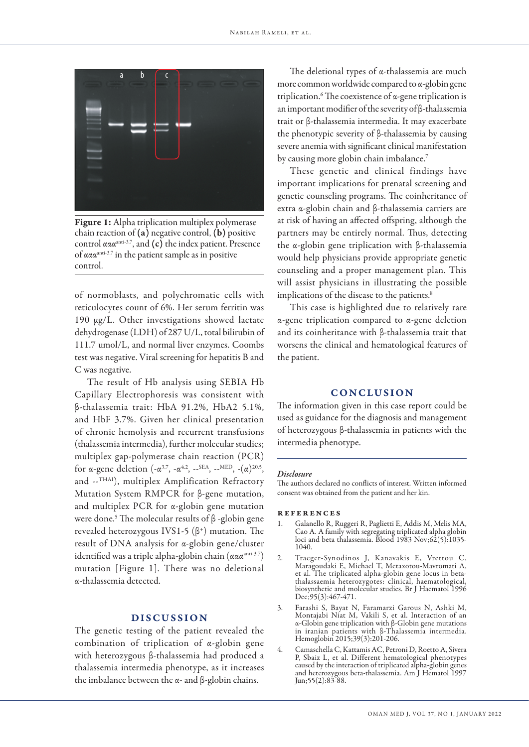a b c

**Figure 1:** Alpha triplication multiplex polymerase chain reaction of **(a)** negative control, **(b)** positive control $\alpha\alpha\alpha^{anti\text{-}3.7}$, and **(c)** the index patient. Presence of $\alpha\alpha\alpha^{anti\text{-}3.7}$ in the patient sample as in positive control.

of normoblasts, and polychromatic cells with reticulocytes count of 6%. Her serum ferritin was 190 µg/L. Other investigations showed lactate dehydrogenase (LDH) of 287 U/L, total bilirubin of 111.7 umol/L, and normal liver enzymes. Coombs test was negative. Viral screening for hepatitis B and C was negative.

The result of Hb analysis using SEBIA Hb Capillary Electrophoresis was consistent with β-thalassemia trait: HbA 91.2%, HbA2 5.1%, and HbF 3.7%. Given her clinical presentation of chronic hemolysis and recurrent transfusions (thalassemia intermedia), further molecular studies; multiplex gap-polymerase chain reaction (PCR) for α-gene deletion ($-\alpha^{3.7}$, $-\alpha^{4.2}$, $--^{SEA}$, $--^{MED}$, $-(\alpha)^{20.5}$, and $--^{THAI}$), multiplex Amplification Refractory Mutation System RMPCR for β-gene mutation, and multiplex PCR for α-globin gene mutation were done.[5] The molecular results of β -globin gene revealed heterozygous IVS1-5 ($\beta^{+}$) mutation. The result of DNA analysis for α-globin gene/cluster identified was a triple alpha-globin chain ($\alpha\alpha\alpha^{anti\text{-}3.7}$) mutation [Figure 1]. There was no deletional α-thalassemia detected.

## DISCUSSION

The genetic testing of the patient revealed the combination of triplication of α-globin gene with heterozygous β-thalassemia had produced a thalassemia intermedia phenotype, as it increases the imbalance between the α- and β-globin chains.

The deletional types of α-thalassemia are much more common worldwide compared to α-globin gene triplication.[6] The coexistence of α-gene triplication is an important modifier of the severity of β-thalassemia trait or β-thalassemia intermedia. It may exacerbate the phenotypic severity of β-thalassemia by causing severe anemia with significant clinical manifestation by causing more globin chain imbalance.[7]

These genetic and clinical findings have important implications for prenatal screening and genetic counseling programs. The coinheritance of extra α-globin chain and β-thalassemia carriers are at risk of having an affected offspring, although the partners may be entirely normal. Thus, detecting the α-globin gene triplication with β-thalassemia would help physicians provide appropriate genetic counseling and a proper management plan. This will assist physicians in illustrating the possible implications of the disease to the patients.[8]

This case is highlighted due to relatively rare α-gene triplication compared to α-gene deletion and its coinheritance with β-thalassemia trait that worsens the clinical and hematological features of the patient.

## CONCLUSION

The information given in this case report could be used as guidance for the diagnosis and management of heterozygous β-thalassemia in patients with the intermedia phenotype.

*Disclosure*

The authors declared no conflicts of interest. Written informed consent was obtained from the patient and her kin.

## REFERENCES

1. Galanello R, Ruggeri R, Paglietti E, Addis M, Melis MA, Cao A. A family with segregating triplicated alpha globin loci and beta thalassemia. Blood 1983 Nov;62(5):1035-1040.
2. Traeger-Synodinos J, Kanavakis E, Vrettou C, Maragoudaki E, Michael T, Metaxotou-Mavromati A, et al. The triplicated alpha-globin gene locus in beta-thalassaemia heterozygotes: clinical, haematological, biosynthetic and molecular studies. Br J Haematol 1996 Dec;95(3):467-471.
3. Farashi S, Bayat N, Faramarzi Garous N, Ashki M, Montajabi Niat M, Vakili S, et al. Interaction of an α-Globin gene triplication with β-Globin gene mutations in iranian patients with β-Thalassemia intermedia. Hemoglobin 2015;39(3):201-206.
4. Camaschella C, Kattamis AC, Petroni D, Roetto A, Sivera P, Sbaiz L, et al. Different hematological phenotypes caused by the interaction of triplicated alpha-globin genes and heterozygous beta-thalassemia. Am J Hematol 1997 Jun;55(2):83-88.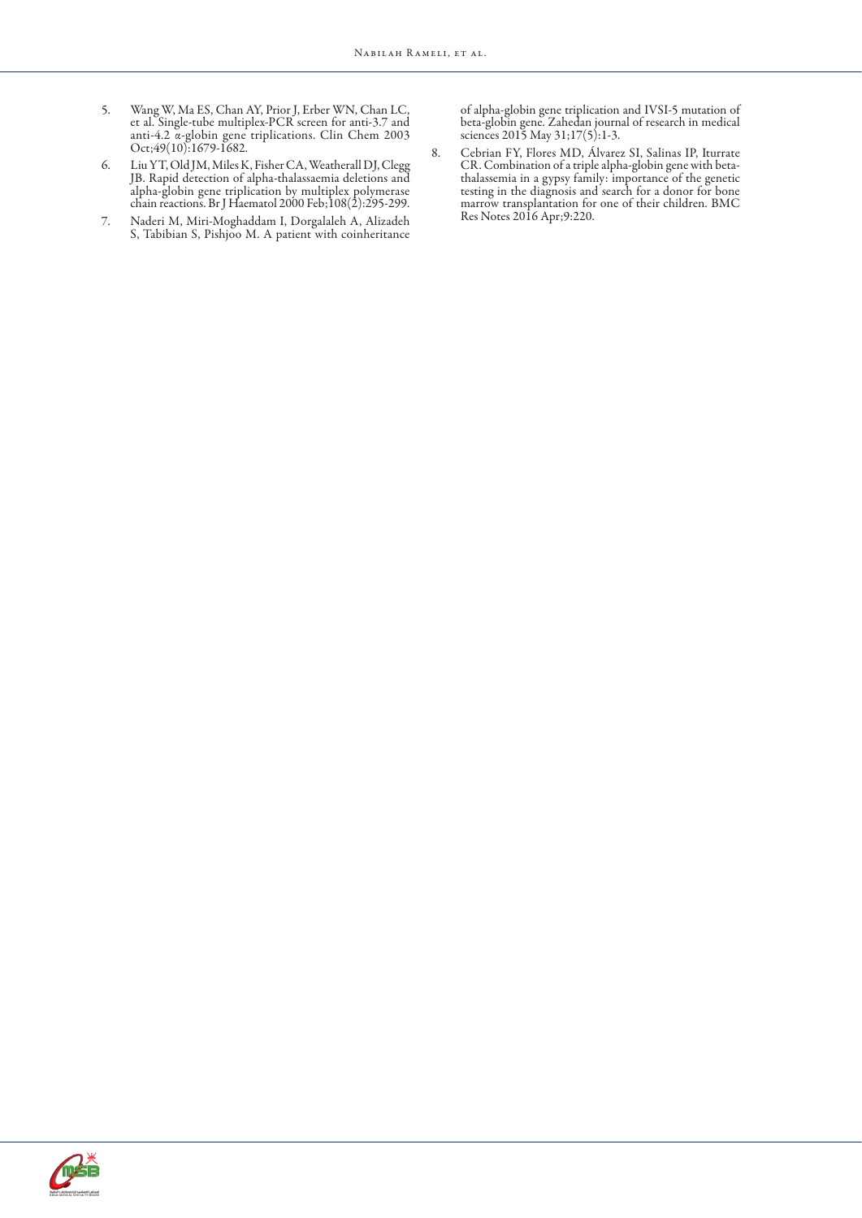5. Wang W, Ma ES, Chan AY, Prior J, Erber WN, Chan LC, et al. Single-tube multiplex-PCR screen for anti-3.7 and anti-4.2 α-globin gene triplications. Clin Chem 2003 Oct;49(10):1679-1682.
6. Liu YT, Old JM, Miles K, Fisher CA, Weatherall DJ, Clegg JB. Rapid detection of alpha-thalassaemia deletions and alpha-globin gene triplication by multiplex polymerase chain reactions. Br J Haematol 2000 Feb;108(2):295-299.
7. Naderi M, Miri-Moghaddam I, Dorgalaleh A, Alizadeh S, Tabibian S, Pishjoo M. A patient with coinheritance of alpha-globin gene triplication and IVSI-5 mutation of beta-globin gene. Zahedan journal of research in medical sciences 2015 May 31;17(5):1-3.
8. Cebrian FY, Flores MD, Álvarez SI, Salinas IP, Iturrate CR. Combination of a triple alpha-globin gene with beta-thalassemia in a gypsy family: importance of the genetic testing in the diagnosis and search for a donor for bone marrow transplantation for one of their children. BMC Res Notes 2016 Apr;9:220.